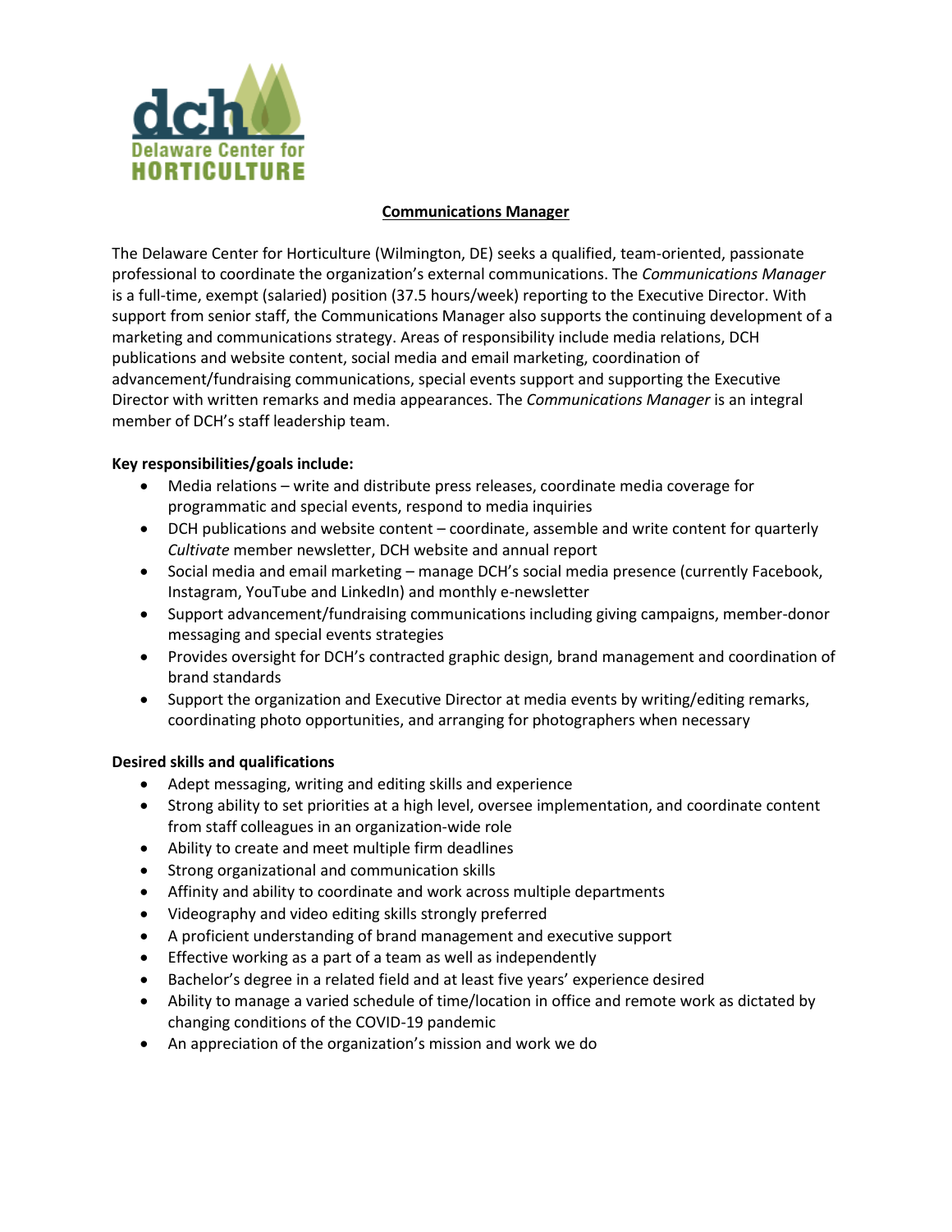# Communications Manager

The Delaware Center for Horticulture (Wilmington, DE) seeks a qualified, team-oriented, passionate professional to coordinate the organization's external communications. The *Communications Manager* is a full-time, exempt (salaried) position (37.5 hours/week) reporting to the Executive Director. With support from senior staff, the Communications Manager also supports the continuing development of a marketing and communications strategy. Areas of responsibility include media relations, DCH publications and website content, social media and email marketing, coordination of advancement/fundraising communications, special events support and supporting the Executive Director with written remarks and media appearances. The *Communications Manager* is an integral member of DCH's staff leadership team.

**Key responsibilities/goals include:**

- Media relations – write and distribute press releases, coordinate media coverage for programmatic and special events, respond to media inquiries
- DCH publications and website content – coordinate, assemble and write content for quarterly *Cultivate* member newsletter, DCH website and annual report
- Social media and email marketing – manage DCH's social media presence (currently Facebook, Instagram, YouTube and LinkedIn) and monthly e-newsletter
- Support advancement/fundraising communications including giving campaigns, member-donor messaging and special events strategies
- Provides oversight for DCH's contracted graphic design, brand management and coordination of brand standards
- Support the organization and Executive Director at media events by writing/editing remarks, coordinating photo opportunities, and arranging for photographers when necessary

**Desired skills and qualifications**

- Adept messaging, writing and editing skills and experience
- Strong ability to set priorities at a high level, oversee implementation, and coordinate content from staff colleagues in an organization-wide role
- Ability to create and meet multiple firm deadlines
- Strong organizational and communication skills
- Affinity and ability to coordinate and work across multiple departments
- Videography and video editing skills strongly preferred
- A proficient understanding of brand management and executive support
- Effective working as a part of a team as well as independently
- Bachelor's degree in a related field and at least five years' experience desired
- Ability to manage a varied schedule of time/location in office and remote work as dictated by changing conditions of the COVID-19 pandemic
- An appreciation of the organization's mission and work we do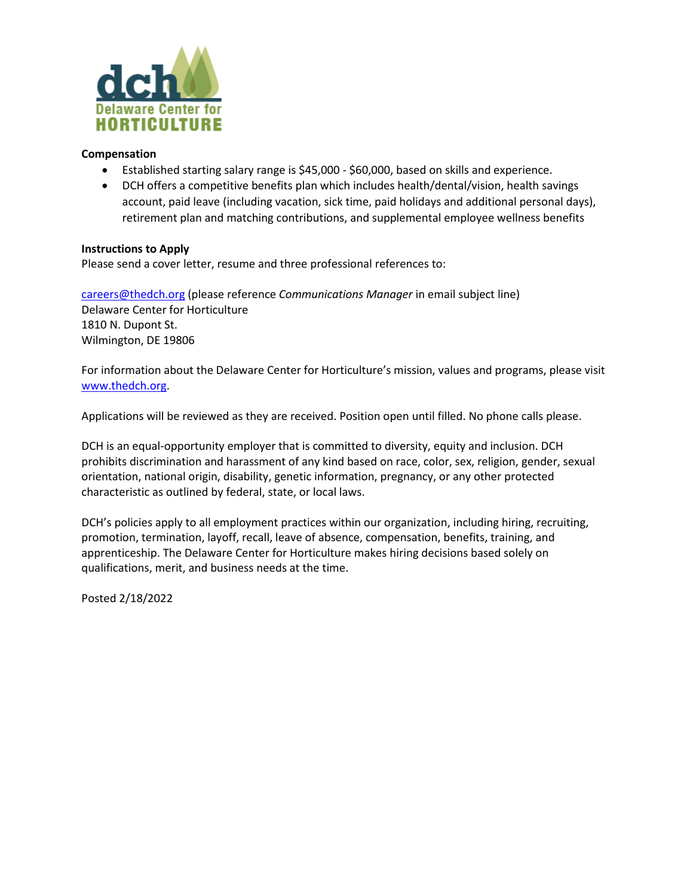**Compensation**

- Established starting salary range is $45,000 - $60,000, based on skills and experience.
- DCH offers a competitive benefits plan which includes health/dental/vision, health savings account, paid leave (including vacation, sick time, paid holidays and additional personal days), retirement plan and matching contributions, and supplemental employee wellness benefits

**Instructions to Apply**

Please send a cover letter, resume and three professional references to:

careers@thedch.org (please reference *Communications Manager* in email subject line)
Delaware Center for Horticulture
1810 N. Dupont St.
Wilmington, DE 19806

For information about the Delaware Center for Horticulture's mission, values and programs, please visit www.thedch.org.

Applications will be reviewed as they are received. Position open until filled. No phone calls please.

DCH is an equal-opportunity employer that is committed to diversity, equity and inclusion. DCH prohibits discrimination and harassment of any kind based on race, color, sex, religion, gender, sexual orientation, national origin, disability, genetic information, pregnancy, or any other protected characteristic as outlined by federal, state, or local laws.

DCH's policies apply to all employment practices within our organization, including hiring, recruiting, promotion, termination, layoff, recall, leave of absence, compensation, benefits, training, and apprenticeship. The Delaware Center for Horticulture makes hiring decisions based solely on qualifications, merit, and business needs at the time.

Posted 2/18/2022